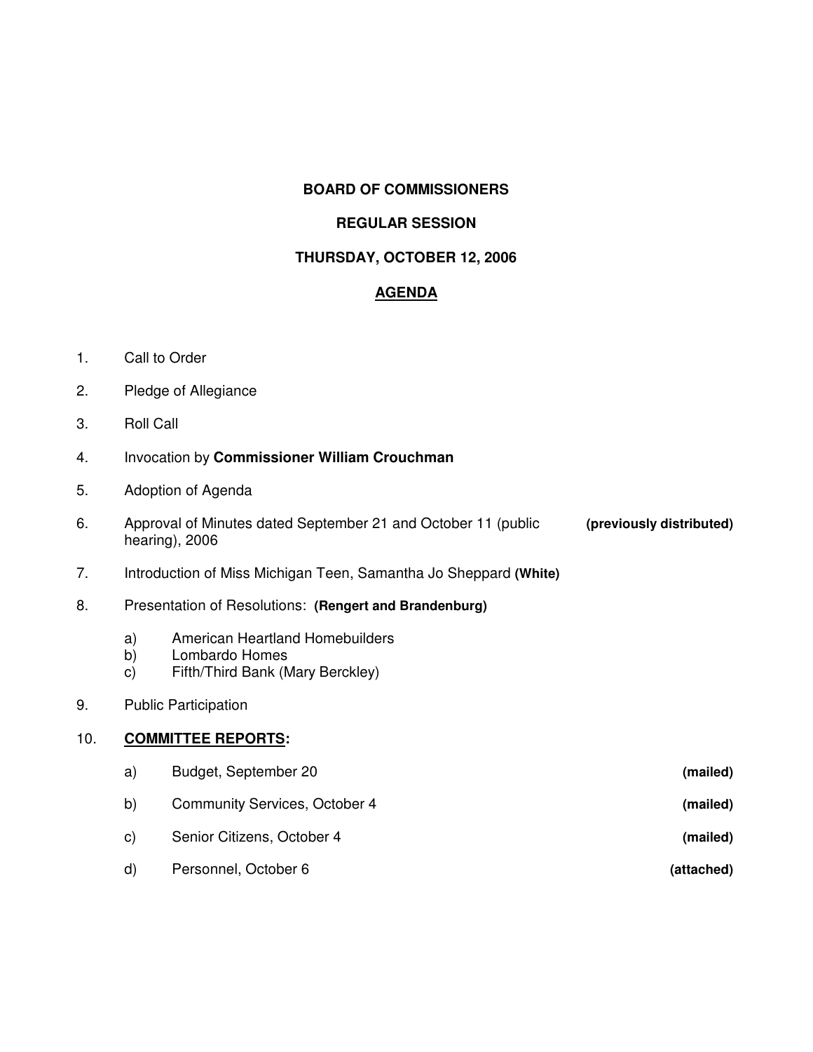**BOARD OF COMMISSIONERS**

**REGULAR SESSION**

**THURSDAY, OCTOBER 12, 2006**

**AGENDA**

1. Call to Order
2. Pledge of Allegiance
3. Roll Call
4. Invocation by **Commissioner William Crouchman**
5. Adoption of Agenda
6. Approval of Minutes dated September 21 and October 11 (public hearing), 2006 **(previously distributed)**
7. Introduction of Miss Michigan Teen, Samantha Jo Sheppard **(White)**
8. Presentation of Resolutions: **(Rengert and Brandenburg)**
   - a) American Heartland Homebuilders
   - b) Lombardo Homes
   - c) Fifth/Third Bank (Mary Berckley)
9. Public Participation
10. **COMMITTEE REPORTS:**
    - a) Budget, September 20 **(mailed)**
    - b) Community Services, October 4 **(mailed)**
    - c) Senior Citizens, October 4 **(mailed)**
    - d) Personnel, October 6 **(attached)**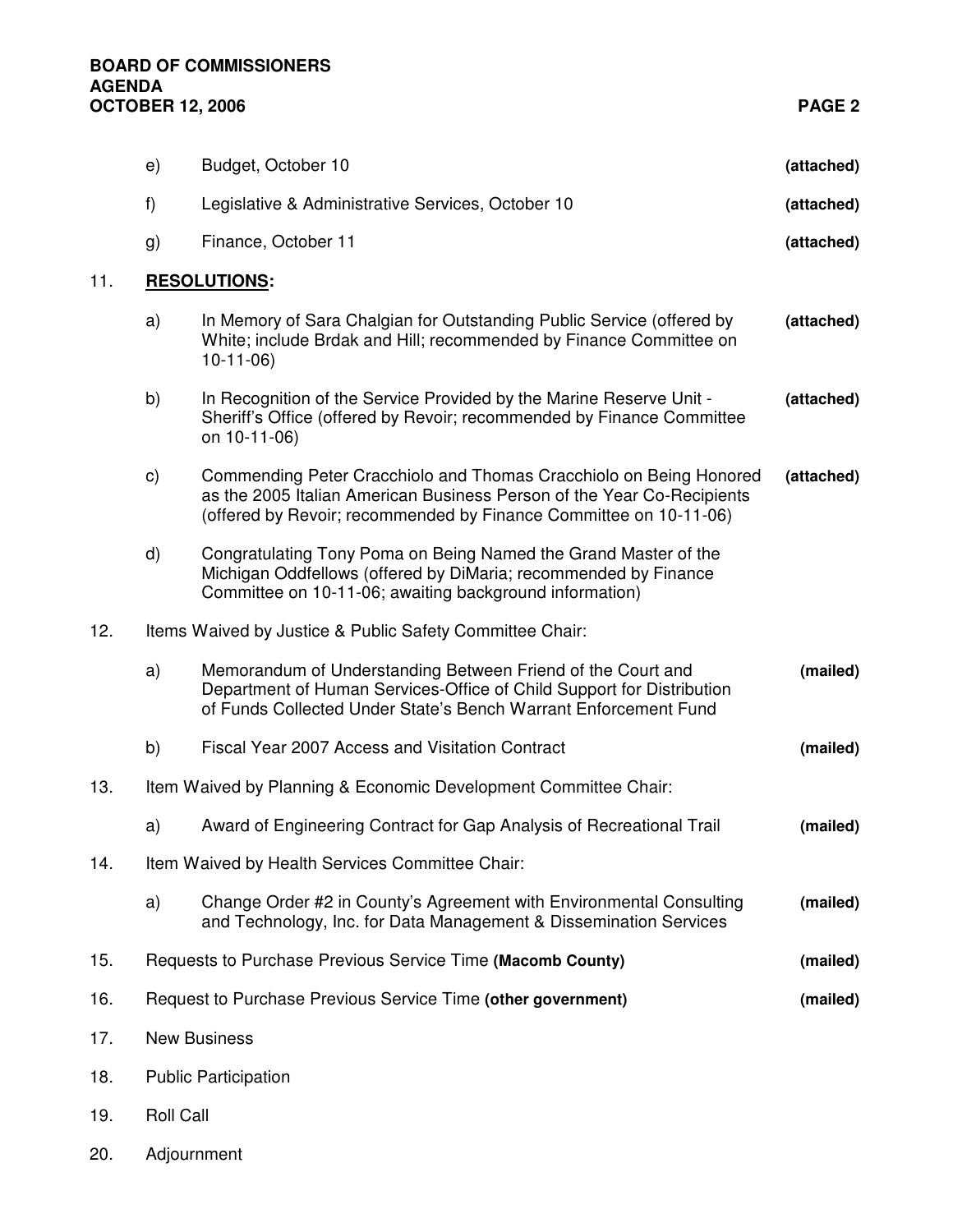e) Budget, October 10 **(attached)**

f) Legislative & Administrative Services, October 10 **(attached)**

g) Finance, October 11 **(attached)**

11. **RESOLUTIONS:**

a) In Memory of Sara Chalgian for Outstanding Public Service (offered by White; include Brdak and Hill; recommended by Finance Committee on 10-11-06) **(attached)**

b) In Recognition of the Service Provided by the Marine Reserve Unit - Sheriff's Office (offered by Revoir; recommended by Finance Committee on 10-11-06) **(attached)**

c) Commending Peter Cracchiolo and Thomas Cracchiolo on Being Honored as the 2005 Italian American Business Person of the Year Co-Recipients (offered by Revoir; recommended by Finance Committee on 10-11-06) **(attached)**

d) Congratulating Tony Poma on Being Named the Grand Master of the Michigan Oddfellows (offered by DiMaria; recommended by Finance Committee on 10-11-06; awaiting background information)

12. Items Waived by Justice & Public Safety Committee Chair:

a) Memorandum of Understanding Between Friend of the Court and Department of Human Services-Office of Child Support for Distribution of Funds Collected Under State's Bench Warrant Enforcement Fund **(mailed)**

b) Fiscal Year 2007 Access and Visitation Contract **(mailed)**

13. Item Waived by Planning & Economic Development Committee Chair:

a) Award of Engineering Contract for Gap Analysis of Recreational Trail **(mailed)**

14. Item Waived by Health Services Committee Chair:

a) Change Order #2 in County's Agreement with Environmental Consulting and Technology, Inc. for Data Management & Dissemination Services **(mailed)**

15. Requests to Purchase Previous Service Time **(Macomb County)** **(mailed)**

16. Request to Purchase Previous Service Time **(other government)** **(mailed)**

17. New Business

18. Public Participation

19. Roll Call

20. Adjournment